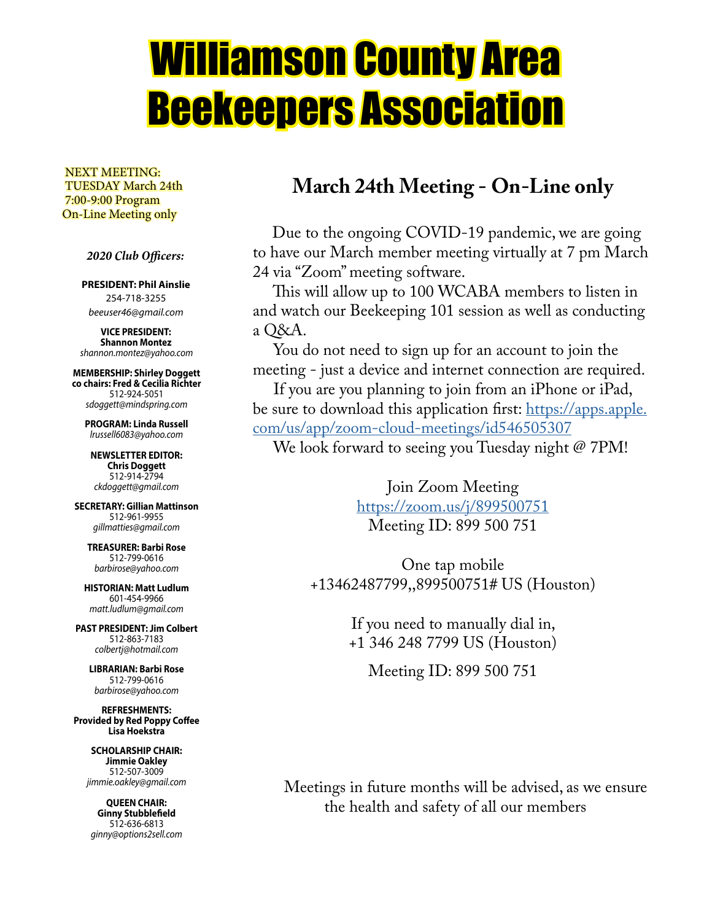# Williamson County Area Beekeepers Association

NEXT MEETING:
TUESDAY March 24th
7:00-9:00 Program
On-Line Meeting only

***2020 Club Officers:***

**PRESIDENT: Phil Ainslie**
254-718-3255
*beeuser46@gmail.com*

**VICE PRESIDENT: Shannon Montez**
*shannon.montez@yahoo.com*

**MEMBERSHIP: Shirley Doggett**
**co chairs: Fred & Cecilia Richter**
512-924-5051
*sdoggett@mindspring.com*

**PROGRAM: Linda Russell**
*lrussell6083@yahoo.com*

**NEWSLETTER EDITOR: Chris Doggett**
512-914-2794
*ckdoggett@gmail.com*

**SECRETARY: Gillian Mattinson**
512-961-9955
*gillmatties@gmail.com*

**TREASURER: Barbi Rose**
512-799-0616
*barbirose@yahoo.com*

**HISTORIAN: Matt Ludlum**
601-454-9966
*matt.ludlum@gmail.com*

**PAST PRESIDENT: Jim Colbert**
512-863-7183
*colbertj@hotmail.com*

**LIBRARIAN: Barbi Rose**
512-799-0616
*barbirose@yahoo.com*

**REFRESHMENTS: Provided by Red Poppy Coffee Lisa Hoekstra**

**SCHOLARSHIP CHAIR: Jimmie Oakley**
512-507-3009
*jimmie.oakley@gmail.com*

**QUEEN CHAIR: Ginny Stubblefield**
512-636-6813
*ginny@options2sell.com*

## March 24th Meeting - On-Line only

Due to the ongoing COVID-19 pandemic, we are going to have our March member meeting virtually at 7 pm March 24 via "Zoom" meeting software.

This will allow up to 100 WCABA members to listen in and watch our Beekeeping 101 session as well as conducting a Q&A.

You do not need to sign up for an account to join the meeting - just a device and internet connection are required.

If you are you planning to join from an iPhone or iPad, be sure to download this application first: https://apps.apple.com/us/app/zoom-cloud-meetings/id546505307

We look forward to seeing you Tuesday night @ 7PM!

Join Zoom Meeting
https://zoom.us/j/899500751
Meeting ID: 899 500 751

One tap mobile
+13462487799,,899500751# US (Houston)

If you need to manually dial in,
+1 346 248 7799 US (Houston)

Meeting ID: 899 500 751

Meetings in future months will be advised, as we ensure the health and safety of all our members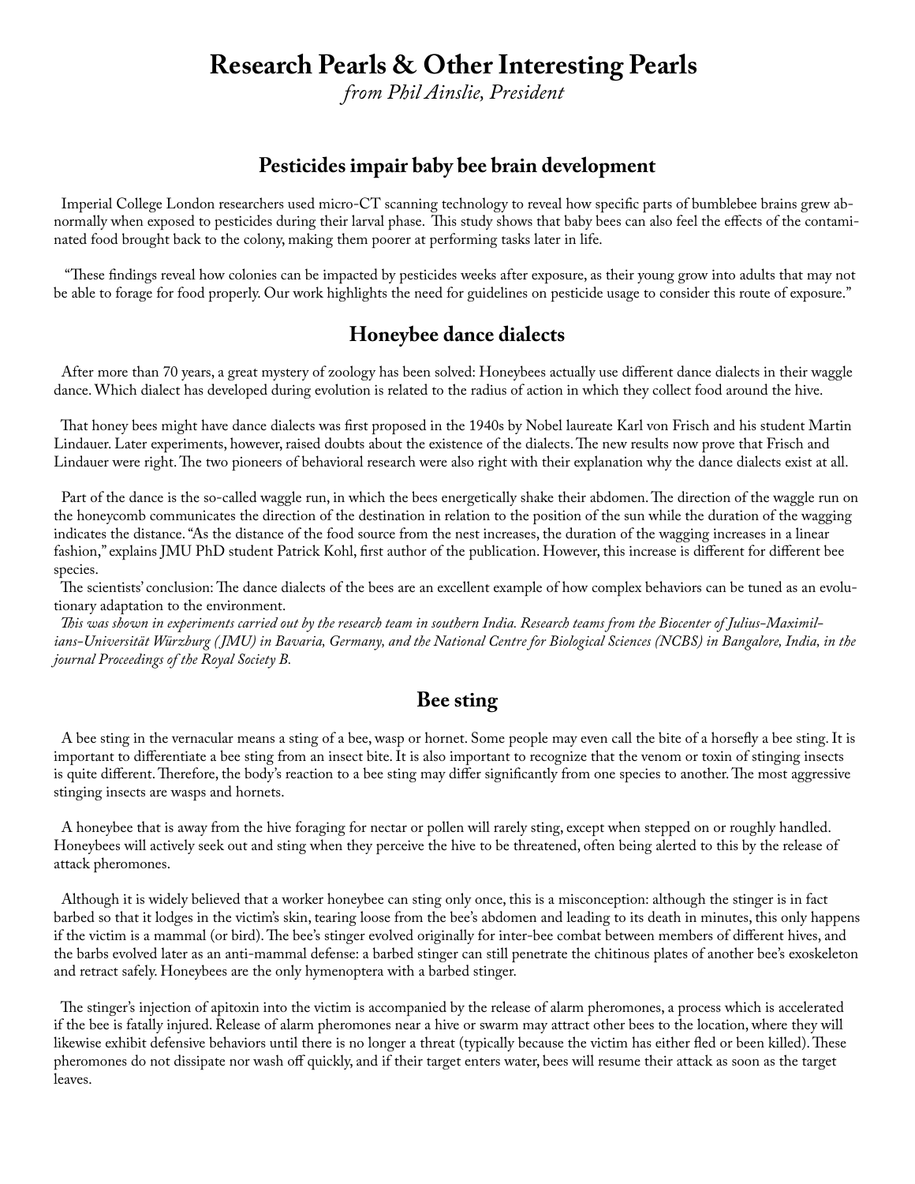# Research Pearls & Other Interesting Pearls

*from Phil Ainslie, President*

## Pesticides impair baby bee brain development

Imperial College London researchers used micro-CT scanning technology to reveal how specific parts of bumblebee brains grew abnormally when exposed to pesticides during their larval phase. This study shows that baby bees can also feel the effects of the contaminated food brought back to the colony, making them poorer at performing tasks later in life.

"These findings reveal how colonies can be impacted by pesticides weeks after exposure, as their young grow into adults that may not be able to forage for food properly. Our work highlights the need for guidelines on pesticide usage to consider this route of exposure."

## Honeybee dance dialects

After more than 70 years, a great mystery of zoology has been solved: Honeybees actually use different dance dialects in their waggle dance. Which dialect has developed during evolution is related to the radius of action in which they collect food around the hive.

That honey bees might have dance dialects was first proposed in the 1940s by Nobel laureate Karl von Frisch and his student Martin Lindauer. Later experiments, however, raised doubts about the existence of the dialects. The new results now prove that Frisch and Lindauer were right. The two pioneers of behavioral research were also right with their explanation why the dance dialects exist at all.

Part of the dance is the so-called waggle run, in which the bees energetically shake their abdomen. The direction of the waggle run on the honeycomb communicates the direction of the destination in relation to the position of the sun while the duration of the wagging indicates the distance. "As the distance of the food source from the nest increases, the duration of the wagging increases in a linear fashion," explains JMU PhD student Patrick Kohl, first author of the publication. However, this increase is different for different bee species.

The scientists' conclusion: The dance dialects of the bees are an excellent example of how complex behaviors can be tuned as an evolutionary adaptation to the environment.

*This was shown in experiments carried out by the research team in southern India. Research teams from the Biocenter of Julius-Maximilians-Universität Würzburg (JMU) in Bavaria, Germany, and the National Centre for Biological Sciences (NCBS) in Bangalore, India, in the journal Proceedings of the Royal Society B.*

## Bee sting

A bee sting in the vernacular means a sting of a bee, wasp or hornet. Some people may even call the bite of a horsefly a bee sting. It is important to differentiate a bee sting from an insect bite. It is also important to recognize that the venom or toxin of stinging insects is quite different. Therefore, the body's reaction to a bee sting may differ significantly from one species to another. The most aggressive stinging insects are wasps and hornets.

A honeybee that is away from the hive foraging for nectar or pollen will rarely sting, except when stepped on or roughly handled. Honeybees will actively seek out and sting when they perceive the hive to be threatened, often being alerted to this by the release of attack pheromones.

Although it is widely believed that a worker honeybee can sting only once, this is a misconception: although the stinger is in fact barbed so that it lodges in the victim's skin, tearing loose from the bee's abdomen and leading to its death in minutes, this only happens if the victim is a mammal (or bird). The bee's stinger evolved originally for inter-bee combat between members of different hives, and the barbs evolved later as an anti-mammal defense: a barbed stinger can still penetrate the chitinous plates of another bee's exoskeleton and retract safely. Honeybees are the only hymenoptera with a barbed stinger.

The stinger's injection of apitoxin into the victim is accompanied by the release of alarm pheromones, a process which is accelerated if the bee is fatally injured. Release of alarm pheromones near a hive or swarm may attract other bees to the location, where they will likewise exhibit defensive behaviors until there is no longer a threat (typically because the victim has either fled or been killed). These pheromones do not dissipate nor wash off quickly, and if their target enters water, bees will resume their attack as soon as the target leaves.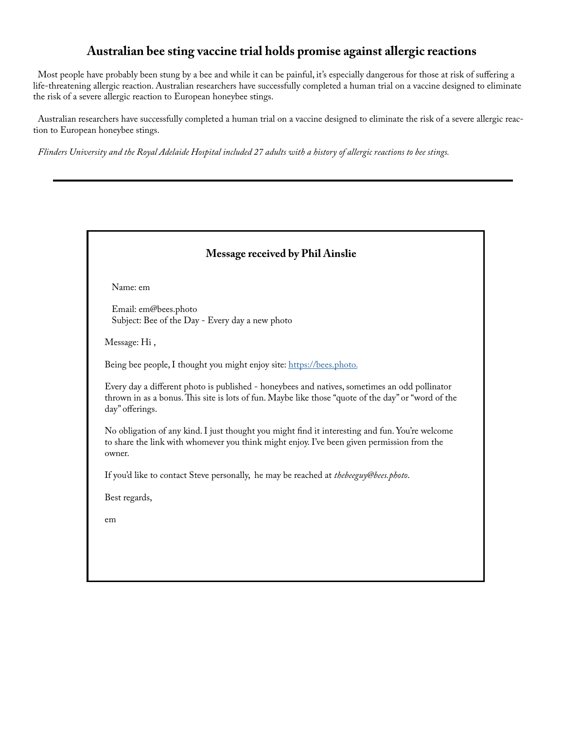## Australian bee sting vaccine trial holds promise against allergic reactions

Most people have probably been stung by a bee and while it can be painful, it's especially dangerous for those at risk of suffering a life-threatening allergic reaction. Australian researchers have successfully completed a human trial on a vaccine designed to eliminate the risk of a severe allergic reaction to European honeybee stings.

Australian researchers have successfully completed a human trial on a vaccine designed to eliminate the risk of a severe allergic reaction to European honeybee stings.

*Flinders University and the Royal Adelaide Hospital included 27 adults with a history of allergic reactions to bee stings.*

---

### Message received by Phil Ainslie

Name: em

Email: em@bees.photo
Subject: Bee of the Day - Every day a new photo

Message: Hi ,

Being bee people, I thought you might enjoy site: [https://bees.photo.](https://bees.photo)

Every day a different photo is published - honeybees and natives, sometimes an odd pollinator thrown in as a bonus. This site is lots of fun. Maybe like those "quote of the day" or "word of the day" offerings.

No obligation of any kind. I just thought you might find it interesting and fun. You're welcome to share the link with whomever you think might enjoy. I've been given permission from the owner.

If you'd like to contact Steve personally, he may be reached at *thebeeguy@bees.photo*.

Best regards,

em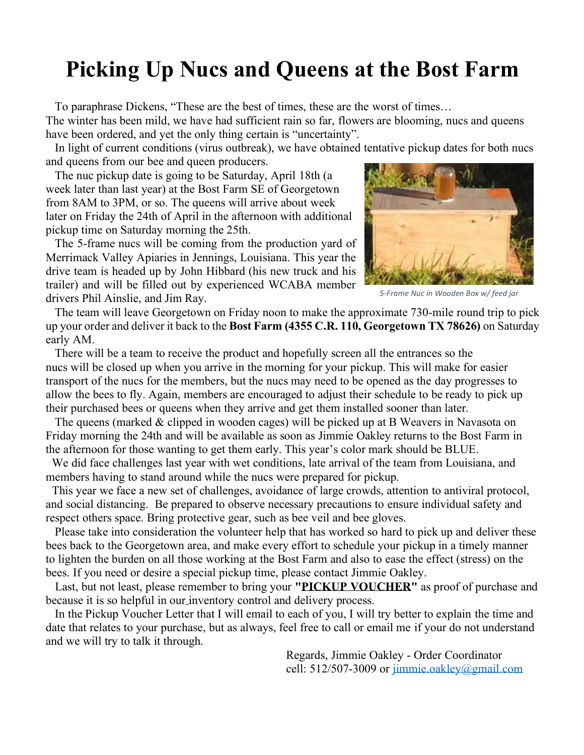# Picking Up Nucs and Queens at the Bost Farm

To paraphrase Dickens, "These are the best of times, these are the worst of times… The winter has been mild, we have had sufficient rain so far, flowers are blooming, nucs and queens have been ordered, and yet the only thing certain is "uncertainty".

In light of current conditions (virus outbreak), we have obtained tentative pickup dates for both nucs and queens from our bee and queen producers.

The nuc pickup date is going to be Saturday, April 18th (a week later than last year) at the Bost Farm SE of Georgetown from 8AM to 3PM, or so. The queens will arrive about week later on Friday the 24th of April in the afternoon with additional pickup time on Saturday morning the 25th.

The 5-frame nucs will be coming from the production yard of Merrimack Valley Apiaries in Jennings, Louisiana. This year the drive team is headed up by John Hibbard (his new truck and his trailer) and will be filled out by experienced WCABA member drivers Phil Ainslie, and Jim Ray.

*5-Frame Nuc in Wooden Box w/ feed jar*

The team will leave Georgetown on Friday noon to make the approximate 730-mile round trip to pick up your order and deliver it back to the **Bost Farm (4355 C.R. 110, Georgetown TX 78626)** on Saturday early AM.

There will be a team to receive the product and hopefully screen all the entrances so the nucs will be closed up when you arrive in the morning for your pickup. This will make for easier transport of the nucs for the members, but the nucs may need to be opened as the day progresses to allow the bees to fly. Again, members are encouraged to adjust their schedule to be ready to pick up their purchased bees or queens when they arrive and get them installed sooner than later.

The queens (marked & clipped in wooden cages) will be picked up at B Weavers in Navasota on Friday morning the 24th and will be available as soon as Jimmie Oakley returns to the Bost Farm in the afternoon for those wanting to get them early. This year's color mark should be BLUE.

We did face challenges last year with wet conditions, late arrival of the team from Louisiana, and members having to stand around while the nucs were prepared for pickup.

This year we face a new set of challenges, avoidance of large crowds, attention to antiviral protocol, and social distancing. Be prepared to observe necessary precautions to ensure individual safety and respect others space. Bring protective gear, such as bee veil and bee gloves.

Please take into consideration the volunteer help that has worked so hard to pick up and deliver these bees back to the Georgetown area, and make every effort to schedule your pickup in a timely manner to lighten the burden on all those working at the Bost Farm and also to ease the effect (stress) on the bees. If you need or desire a special pickup time, please contact Jimmie Oakley.

Last, but not least, please remember to bring your **"PICKUP VOUCHER"** as proof of purchase and because it is so helpful in our inventory control and delivery process.

In the Pickup Voucher Letter that I will email to each of you, I will try better to explain the time and date that relates to your purchase, but as always, feel free to call or email me if your do not understand and we will try to talk it through.

Regards, Jimmie Oakley - Order Coordinator
cell: 512/507-3009 or jimmie.oakley@gmail.com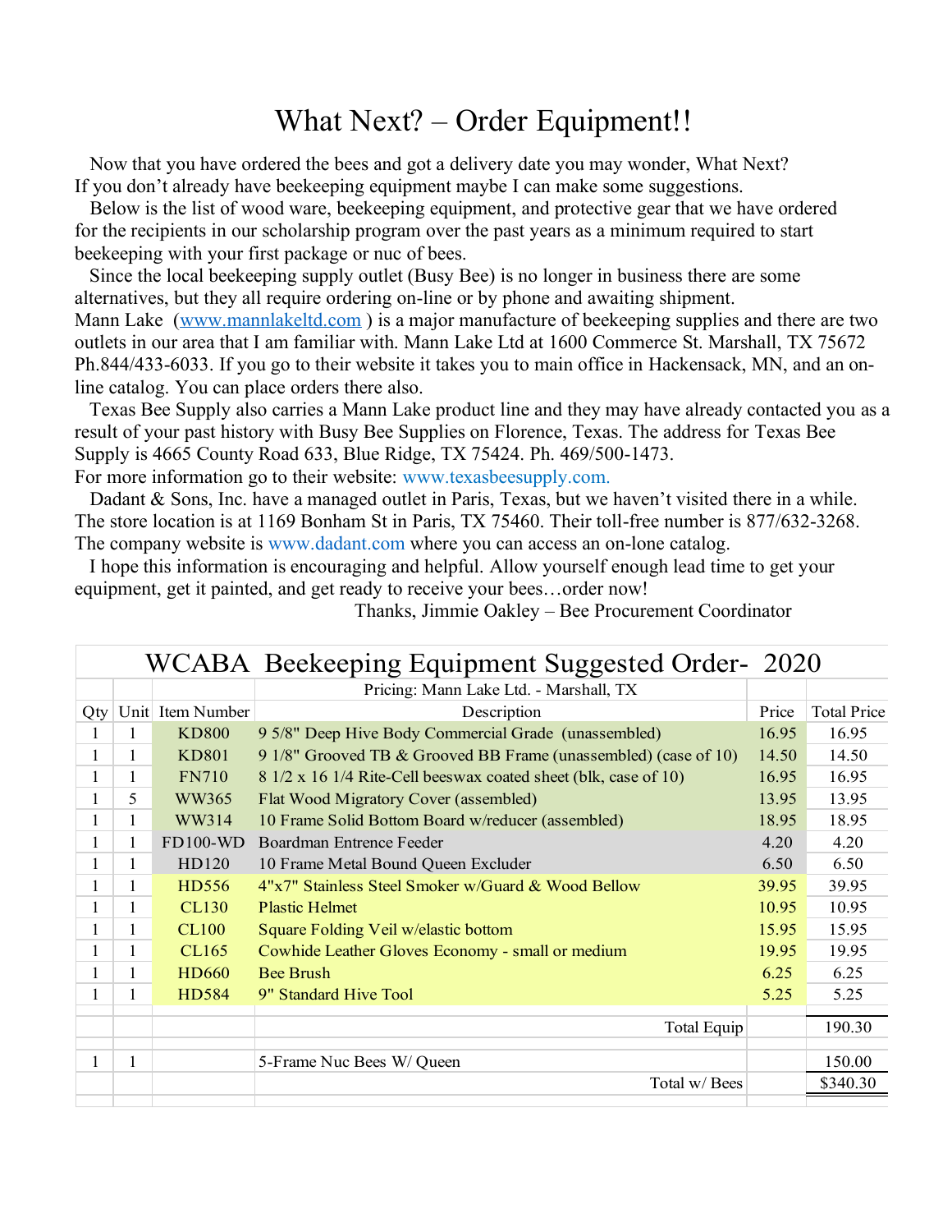# What Next? – Order Equipment!!

Now that you have ordered the bees and got a delivery date you may wonder, What Next? If you don't already have beekeeping equipment maybe I can make some suggestions.

Below is the list of wood ware, beekeeping equipment, and protective gear that we have ordered for the recipients in our scholarship program over the past years as a minimum required to start beekeeping with your first package or nuc of bees.

Since the local beekeeping supply outlet (Busy Bee) is no longer in business there are some alternatives, but they all require ordering on-line or by phone and awaiting shipment. Mann Lake (www.mannlakeltd.com ) is a major manufacture of beekeeping supplies and there are two outlets in our area that I am familiar with. Mann Lake Ltd at 1600 Commerce St. Marshall, TX 75672 Ph.844/433-6033. If you go to their website it takes you to main office in Hackensack, MN, and an on-line catalog. You can place orders there also.

Texas Bee Supply also carries a Mann Lake product line and they may have already contacted you as a result of your past history with Busy Bee Supplies on Florence, Texas. The address for Texas Bee Supply is 4665 County Road 633, Blue Ridge, TX 75424. Ph. 469/500-1473. For more information go to their website: www.texasbeesupply.com.

Dadant & Sons, Inc. have a managed outlet in Paris, Texas, but we haven't visited there in a while. The store location is at 1169 Bonham St in Paris, TX 75460. Their toll-free number is 877/632-3268. The company website is www.dadant.com where you can access an on-lone catalog.

I hope this information is encouraging and helpful. Allow yourself enough lead time to get your equipment, get it painted, and get ready to receive your bees…order now!

Thanks, Jimmie Oakley – Bee Procurement Coordinator

## WCABA Beekeeping Equipment Suggested Order- 2020

Pricing: Mann Lake Ltd. - Marshall, TX

| Qty | Unit | Item Number | Description | Price | Total Price |
|---|---|---|---|---|---|
| 1 | 1 | KD800 | 9 5/8" Deep Hive Body Commercial Grade (unassembled) | 16.95 | 16.95 |
| 1 | 1 | KD801 | 9 1/8" Grooved TB & Grooved BB Frame (unassembled) (case of 10) | 14.50 | 14.50 |
| 1 | 1 | FN710 | 8 1/2 x 16 1/4 Rite-Cell beeswax coated sheet (blk, case of 10) | 16.95 | 16.95 |
| 1 | 5 | WW365 | Flat Wood Migratory Cover (assembled) | 13.95 | 13.95 |
| 1 | 1 | WW314 | 10 Frame Solid Bottom Board w/reducer (assembled) | 18.95 | 18.95 |
| 1 | 1 | FD100-WD | Boardman Entrence Feeder | 4.20 | 4.20 |
| 1 | 1 | HD120 | 10 Frame Metal Bound Queen Excluder | 6.50 | 6.50 |
| 1 | 1 | HD556 | 4"x7" Stainless Steel Smoker w/Guard & Wood Bellow | 39.95 | 39.95 |
| 1 | 1 | CL130 | Plastic Helmet | 10.95 | 10.95 |
| 1 | 1 | CL100 | Square Folding Veil w/elastic bottom | 15.95 | 15.95 |
| 1 | 1 | CL165 | Cowhide Leather Gloves Economy - small or medium | 19.95 | 19.95 |
| 1 | 1 | HD660 | Bee Brush | 6.25 | 6.25 |
| 1 | 1 | HD584 | 9" Standard Hive Tool | 5.25 | 5.25 |
| | | | Total Equip | | 190.30 |
| 1 | 1 | | 5-Frame Nuc Bees W/ Queen | | 150.00 |
| | | | Total w/ Bees | | $340.30 |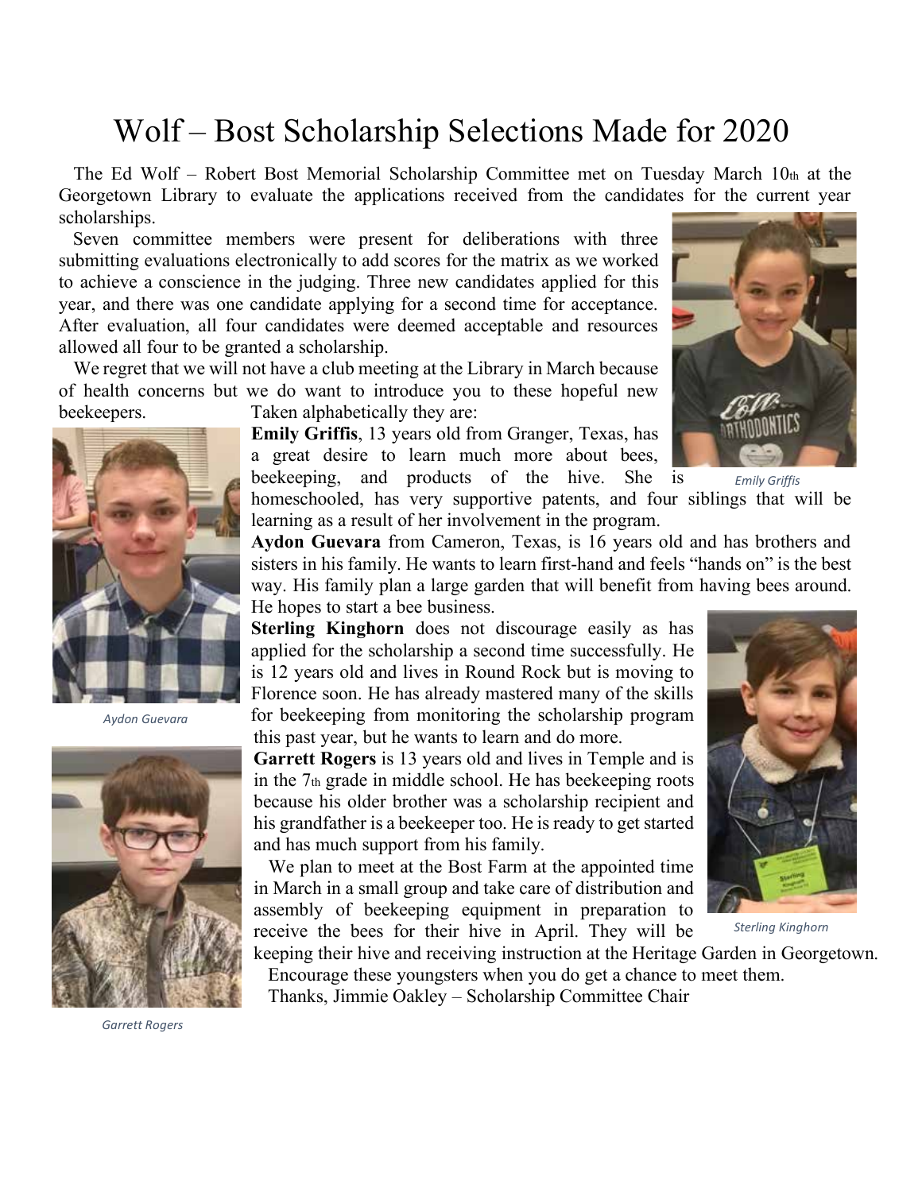# Wolf – Bost Scholarship Selections Made for 2020

The Ed Wolf – Robert Bost Memorial Scholarship Committee met on Tuesday March 10th at the Georgetown Library to evaluate the applications received from the candidates for the current year scholarships.

Seven committee members were present for deliberations with three submitting evaluations electronically to add scores for the matrix as we worked to achieve a conscience in the judging. Three new candidates applied for this year, and there was one candidate applying for a second time for acceptance. After evaluation, all four candidates were deemed acceptable and resources allowed all four to be granted a scholarship.

We regret that we will not have a club meeting at the Library in March because of health concerns but we do want to introduce you to these hopeful new beekeepers. Taken alphabetically they are:

**Emily Griffis**, 13 years old from Granger, Texas, has a great desire to learn much more about bees, beekeeping, and products of the hive. She is homeschooled, has very supportive patents, and four siblings that will be learning as a result of her involvement in the program.

*Emily Griffis*

**Aydon Guevara** from Cameron, Texas, is 16 years old and has brothers and sisters in his family. He wants to learn first-hand and feels "hands on" is the best way. His family plan a large garden that will benefit from having bees around. He hopes to start a bee business.

*Aydon Guevara*

**Sterling Kinghorn** does not discourage easily as has applied for the scholarship a second time successfully. He is 12 years old and lives in Round Rock but is moving to Florence soon. He has already mastered many of the skills for beekeeping from monitoring the scholarship program this past year, but he wants to learn and do more.

*Sterling Kinghorn*

**Garrett Rogers** is 13 years old and lives in Temple and is in the 7th grade in middle school. He has beekeeping roots because his older brother was a scholarship recipient and his grandfather is a beekeeper too. He is ready to get started and has much support from his family.

*Garrett Rogers*

We plan to meet at the Bost Farm at the appointed time in March in a small group and take care of distribution and assembly of beekeeping equipment in preparation to receive the bees for their hive in April. They will be keeping their hive and receiving instruction at the Heritage Garden in Georgetown.

Encourage these youngsters when you do get a chance to meet them.

Thanks, Jimmie Oakley – Scholarship Committee Chair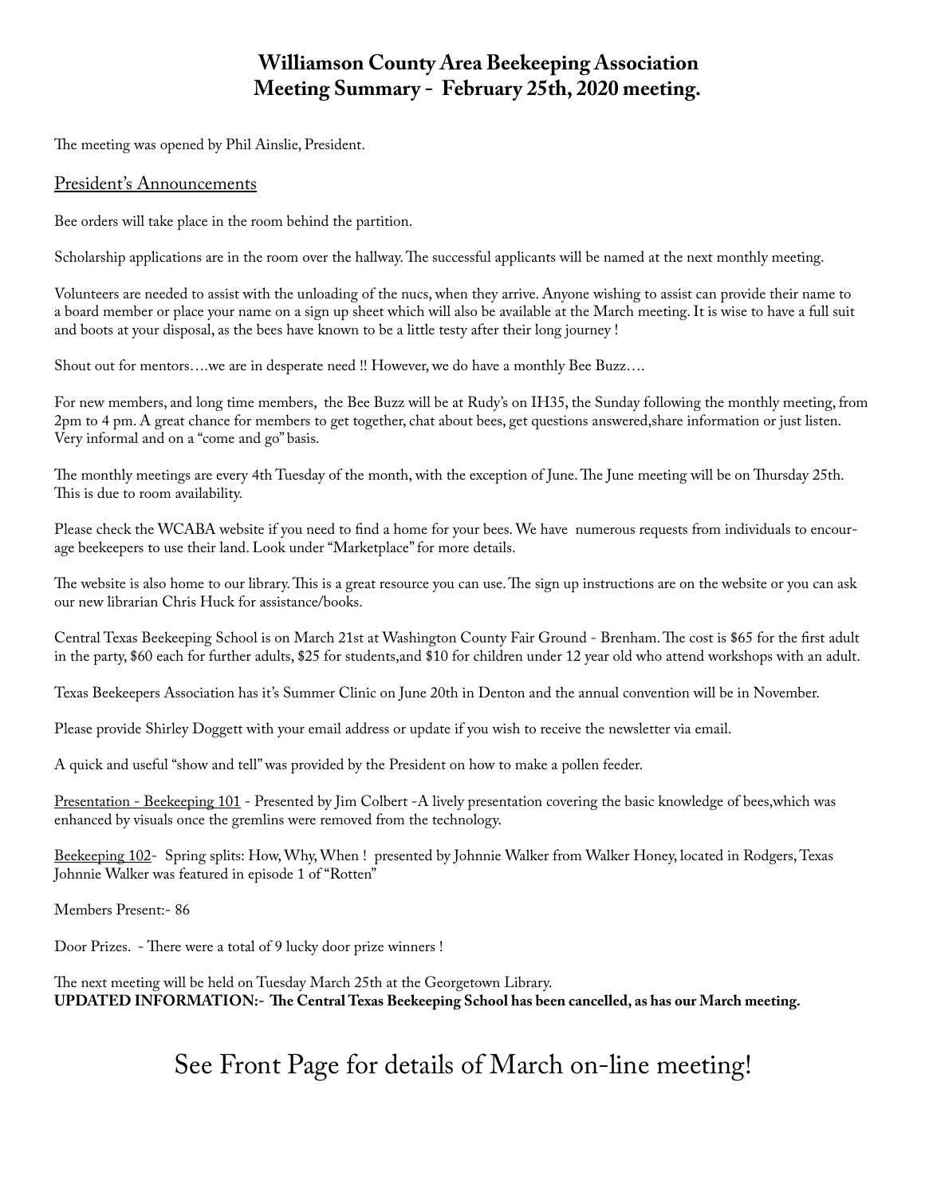# Williamson County Area Beekeeping Association
# Meeting Summary - February 25th, 2020 meeting.

The meeting was opened by Phil Ainslie, President.

## President's Announcements

Bee orders will take place in the room behind the partition.

Scholarship applications are in the room over the hallway. The successful applicants will be named at the next monthly meeting.

Volunteers are needed to assist with the unloading of the nucs, when they arrive. Anyone wishing to assist can provide their name to a board member or place your name on a sign up sheet which will also be available at the March meeting. It is wise to have a full suit and boots at your disposal, as the bees have known to be a little testy after their long journey !

Shout out for mentors….we are in desperate need !! However, we do have a monthly Bee Buzz….

For new members, and long time members, the Bee Buzz will be at Rudy's on IH35, the Sunday following the monthly meeting, from 2pm to 4 pm. A great chance for members to get together, chat about bees, get questions answered,share information or just listen. Very informal and on a "come and go" basis.

The monthly meetings are every 4th Tuesday of the month, with the exception of June. The June meeting will be on Thursday 25th. This is due to room availability.

Please check the WCABA website if you need to find a home for your bees. We have numerous requests from individuals to encourage beekeepers to use their land. Look under "Marketplace" for more details.

The website is also home to our library. This is a great resource you can use. The sign up instructions are on the website or you can ask our new librarian Chris Huck for assistance/books.

Central Texas Beekeeping School is on March 21st at Washington County Fair Ground - Brenham. The cost is $65 for the first adult in the party, $60 each for further adults, $25 for students,and $10 for children under 12 year old who attend workshops with an adult.

Texas Beekeepers Association has it's Summer Clinic on June 20th in Denton and the annual convention will be in November.

Please provide Shirley Doggett with your email address or update if you wish to receive the newsletter via email.

A quick and useful "show and tell" was provided by the President on how to make a pollen feeder.

Presentation - Beekeeping 101 - Presented by Jim Colbert -A lively presentation covering the basic knowledge of bees,which was enhanced by visuals once the gremlins were removed from the technology.

Beekeeping 102- Spring splits: How, Why, When ! presented by Johnnie Walker from Walker Honey, located in Rodgers, Texas Johnnie Walker was featured in episode 1 of "Rotten"

Members Present:- 86

Door Prizes. - There were a total of 9 lucky door prize winners !

The next meeting will be held on Tuesday March 25th at the Georgetown Library.
**UPDATED INFORMATION:- The Central Texas Beekeeping School has been cancelled, as has our March meeting.**

## See Front Page for details of March on-line meeting!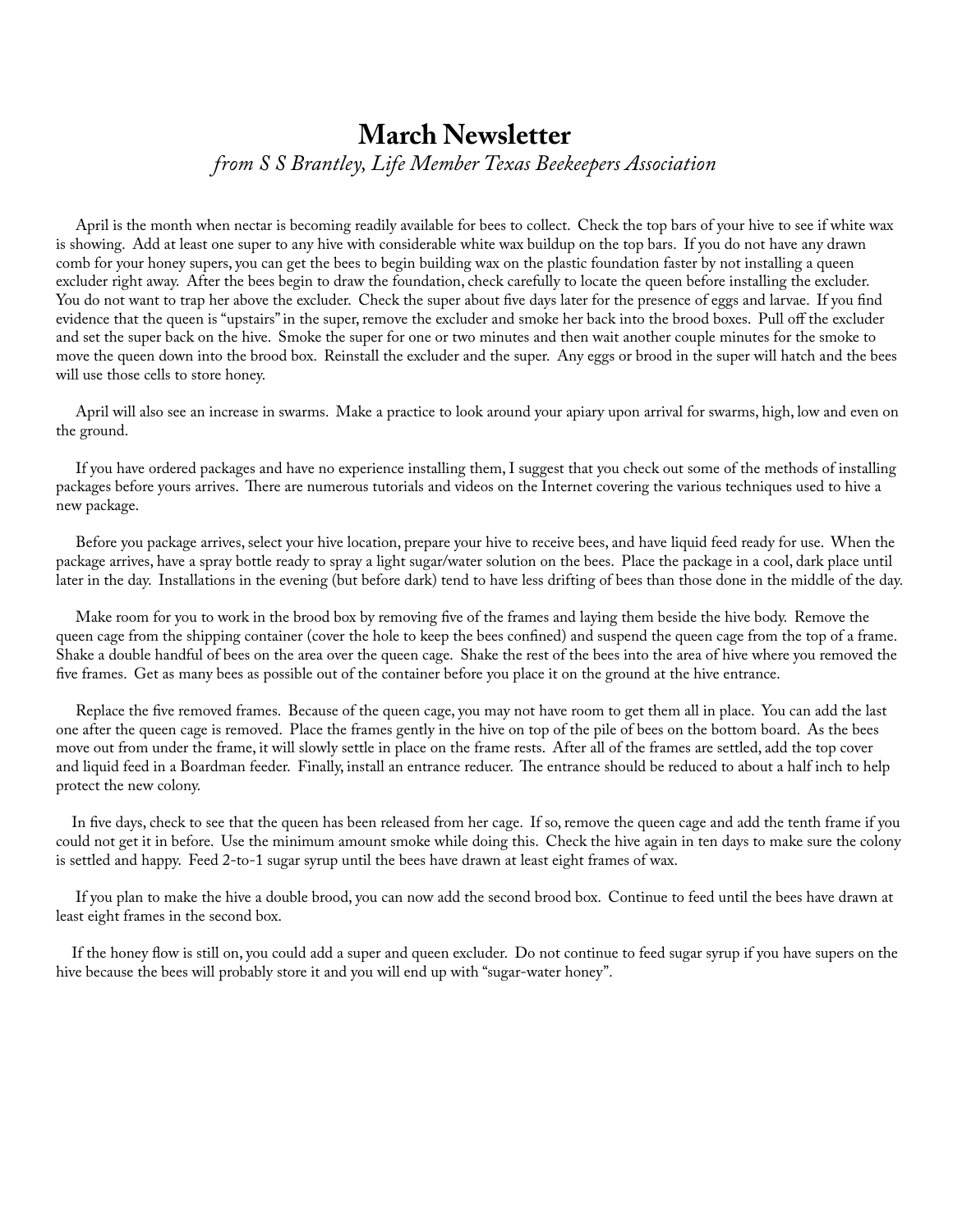# March Newsletter

*from S S Brantley, Life Member Texas Beekeepers Association*

April is the month when nectar is becoming readily available for bees to collect. Check the top bars of your hive to see if white wax is showing. Add at least one super to any hive with considerable white wax buildup on the top bars. If you do not have any drawn comb for your honey supers, you can get the bees to begin building wax on the plastic foundation faster by not installing a queen excluder right away. After the bees begin to draw the foundation, check carefully to locate the queen before installing the excluder. You do not want to trap her above the excluder. Check the super about five days later for the presence of eggs and larvae. If you find evidence that the queen is "upstairs" in the super, remove the excluder and smoke her back into the brood boxes. Pull off the excluder and set the super back on the hive. Smoke the super for one or two minutes and then wait another couple minutes for the smoke to move the queen down into the brood box. Reinstall the excluder and the super. Any eggs or brood in the super will hatch and the bees will use those cells to store honey.

April will also see an increase in swarms. Make a practice to look around your apiary upon arrival for swarms, high, low and even on the ground.

If you have ordered packages and have no experience installing them, I suggest that you check out some of the methods of installing packages before yours arrives. There are numerous tutorials and videos on the Internet covering the various techniques used to hive a new package.

Before you package arrives, select your hive location, prepare your hive to receive bees, and have liquid feed ready for use. When the package arrives, have a spray bottle ready to spray a light sugar/water solution on the bees. Place the package in a cool, dark place until later in the day. Installations in the evening (but before dark) tend to have less drifting of bees than those done in the middle of the day.

Make room for you to work in the brood box by removing five of the frames and laying them beside the hive body. Remove the queen cage from the shipping container (cover the hole to keep the bees confined) and suspend the queen cage from the top of a frame. Shake a double handful of bees on the area over the queen cage. Shake the rest of the bees into the area of hive where you removed the five frames. Get as many bees as possible out of the container before you place it on the ground at the hive entrance.

Replace the five removed frames. Because of the queen cage, you may not have room to get them all in place. You can add the last one after the queen cage is removed. Place the frames gently in the hive on top of the pile of bees on the bottom board. As the bees move out from under the frame, it will slowly settle in place on the frame rests. After all of the frames are settled, add the top cover and liquid feed in a Boardman feeder. Finally, install an entrance reducer. The entrance should be reduced to about a half inch to help protect the new colony.

In five days, check to see that the queen has been released from her cage. If so, remove the queen cage and add the tenth frame if you could not get it in before. Use the minimum amount smoke while doing this. Check the hive again in ten days to make sure the colony is settled and happy. Feed 2-to-1 sugar syrup until the bees have drawn at least eight frames of wax.

If you plan to make the hive a double brood, you can now add the second brood box. Continue to feed until the bees have drawn at least eight frames in the second box.

If the honey flow is still on, you could add a super and queen excluder. Do not continue to feed sugar syrup if you have supers on the hive because the bees will probably store it and you will end up with "sugar-water honey".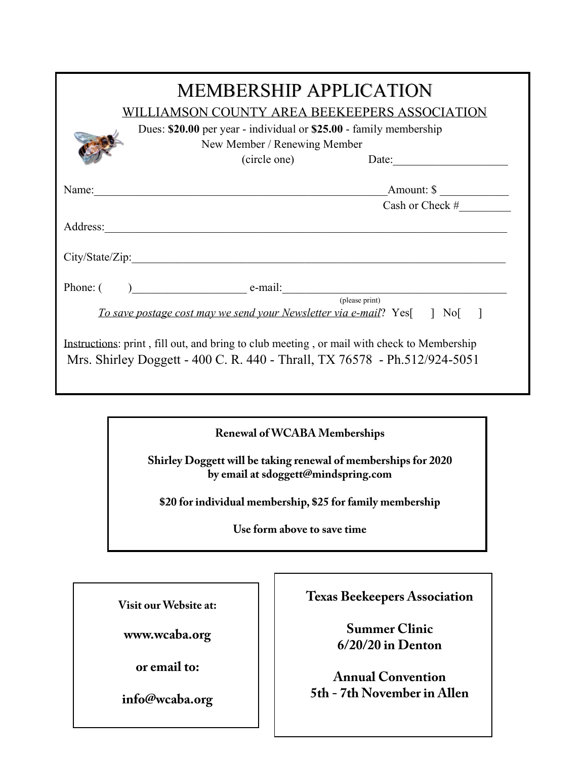# MEMBERSHIP APPLICATION

## WILLIAMSON COUNTY AREA BEEKEEPERS ASSOCIATION

Dues: **$20.00** per year - individual or **$25.00** - family membership

New Member / Renewing Member

(circle one) Date:____________________

Name:____________________________________________________Amount: $ ____________

Cash or Check #_________

Address:__________________________________________________________________________

City/State/Zip:_____________________________________________________________________

Phone: (      )____________________ e-mail:________________________________________

(please print)

*To save postage cost may we send your Newsletter via e-mail*? Yes[   ] No[   ]

Instructions: print , fill out, and bring to club meeting , or mail with check to Membership

Mrs. Shirley Doggett - 400 C. R. 440 - Thrall, TX 76578 - Ph.512/924-5051

---

**Renewal of WCABA Memberships**

**Shirley Doggett will be taking renewal of memberships for 2020 by email at sdoggett@mindspring.com**

**$20 for individual membership, $25 for family membership**

**Use form above to save time**

---

**Visit our Website at:**

**www.wcaba.org**

**or email to:**

**info@wcaba.org**

---

**Texas Beekeepers Association**

**Summer Clinic**
**6/20/20 in Denton**

**Annual Convention**
**5th - 7th November in Allen**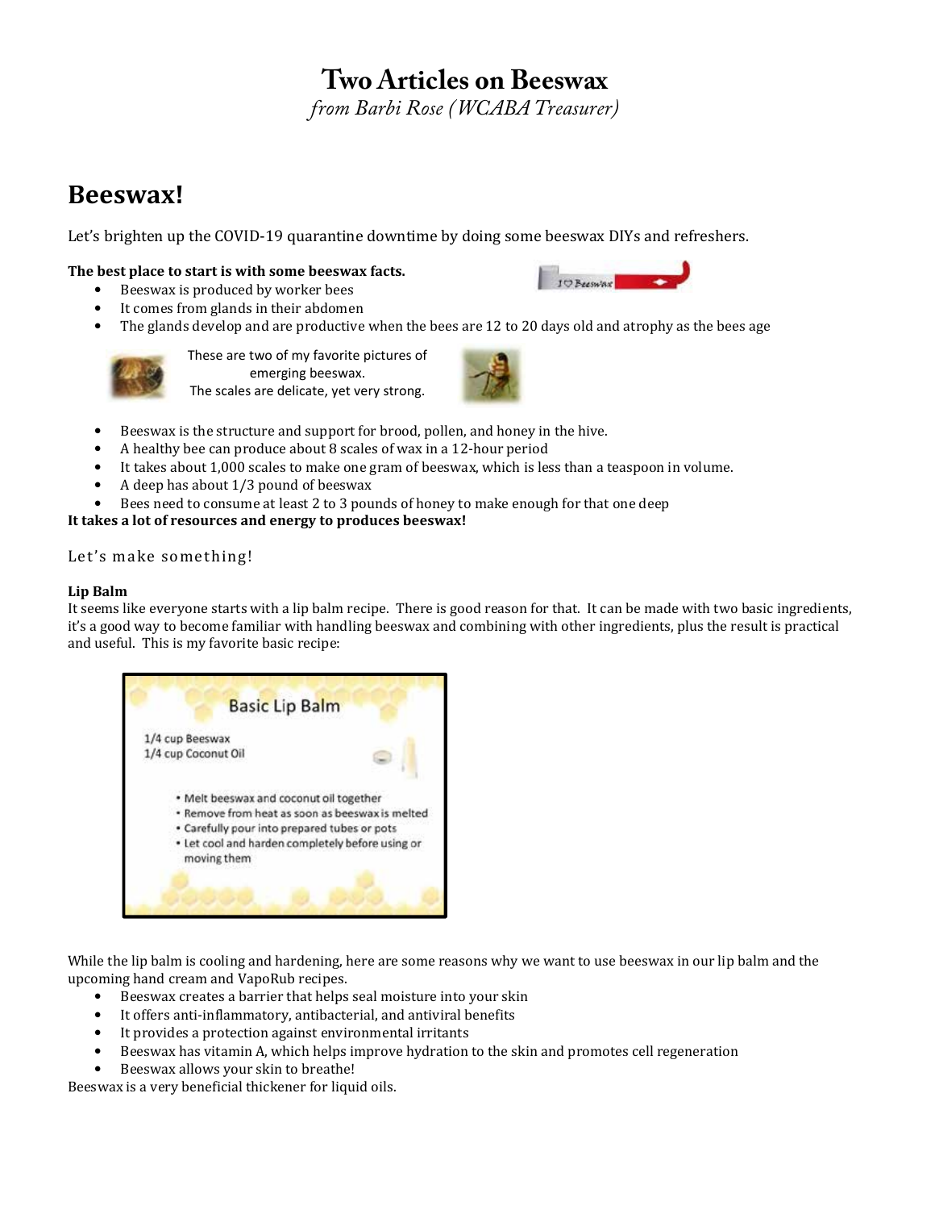# Two Articles on Beeswax

*from Barbi Rose (WCABA Treasurer)*

## Beeswax!

Let's brighten up the COVID-19 quarantine downtime by doing some beeswax DIYs and refreshers.

**The best place to start is with some beeswax facts.**

- Beeswax is produced by worker bees
- It comes from glands in their abdomen
- The glands develop and are productive when the bees are 12 to 20 days old and atrophy as the bees age

These are two of my favorite pictures of emerging beeswax.
The scales are delicate, yet very strong.

- Beeswax is the structure and support for brood, pollen, and honey in the hive.
- A healthy bee can produce about 8 scales of wax in a 12-hour period
- It takes about 1,000 scales to make one gram of beeswax, which is less than a teaspoon in volume.
- A deep has about 1/3 pound of beeswax
- Bees need to consume at least 2 to 3 pounds of honey to make enough for that one deep

**It takes a lot of resources and energy to produces beeswax!**

Let's make something!

**Lip Balm**

It seems like everyone starts with a lip balm recipe. There is good reason for that. It can be made with two basic ingredients, it's a good way to become familiar with handling beeswax and combining with other ingredients, plus the result is practical and useful. This is my favorite basic recipe:

**Basic Lip Balm**

1/4 cup Beeswax
1/4 cup Coconut Oil

- Melt beeswax and coconut oil together
- Remove from heat as soon as beeswax is melted
- Carefully pour into prepared tubes or pots
- Let cool and harden completely before using or moving them

While the lip balm is cooling and hardening, here are some reasons why we want to use beeswax in our lip balm and the upcoming hand cream and VapoRub recipes.

- Beeswax creates a barrier that helps seal moisture into your skin
- It offers anti-inflammatory, antibacterial, and antiviral benefits
- It provides a protection against environmental irritants
- Beeswax has vitamin A, which helps improve hydration to the skin and promotes cell regeneration
- Beeswax allows your skin to breathe!

Beeswax is a very beneficial thickener for liquid oils.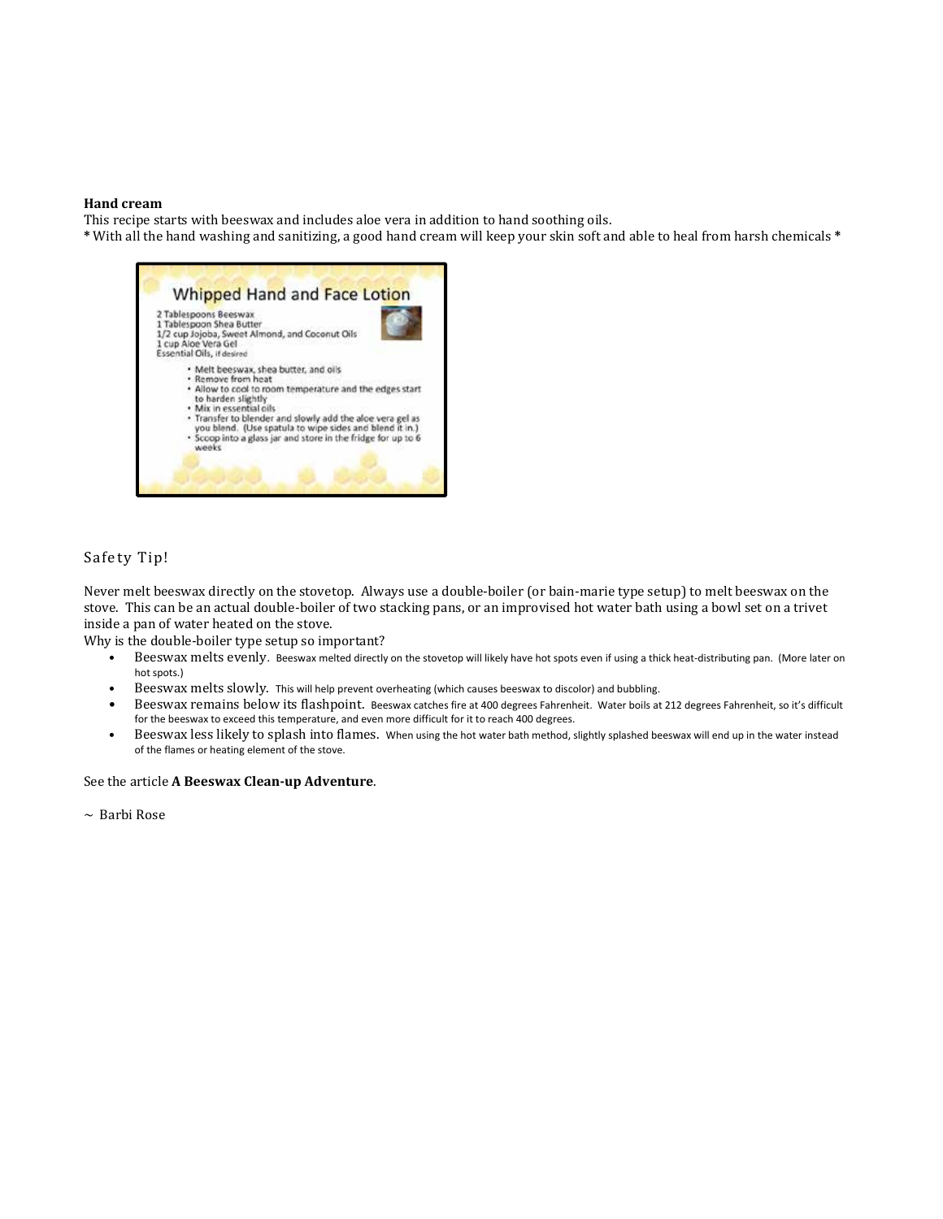**Hand cream**

This recipe starts with beeswax and includes aloe vera in addition to hand soothing oils.

* With all the hand washing and sanitizing, a good hand cream will keep your skin soft and able to heal from harsh chemicals *

## Whipped Hand and Face Lotion

2 Tablespoons Beeswax
1 Tablespoon Shea Butter
1/2 cup Jojoba, Sweet Almond, and Coconut Oils
1 cup Aloe Vera Gel
Essential Oils, if desired

- Melt beeswax, shea butter, and oils
- Remove from heat
- Allow to cool to room temperature and the edges start to harden slightly
- Mix in essential oils
- Transfer to blender and slowly add the aloe vera gel as you blend. (Use spatula to wipe sides and blend it in.)
- Scoop into a glass jar and store in the fridge for up to 6 weeks

## Safety Tip!

Never melt beeswax directly on the stovetop. Always use a double-boiler (or bain-marie type setup) to melt beeswax on the stove. This can be an actual double-boiler of two stacking pans, or an improvised hot water bath using a bowl set on a trivet inside a pan of water heated on the stove.

Why is the double-boiler type setup so important?

- Beeswax melts evenly. Beeswax melted directly on the stovetop will likely have hot spots even if using a thick heat-distributing pan. (More later on hot spots.)
- Beeswax melts slowly. This will help prevent overheating (which causes beeswax to discolor) and bubbling.
- Beeswax remains below its flashpoint. Beeswax catches fire at 400 degrees Fahrenheit. Water boils at 212 degrees Fahrenheit, so it's difficult for the beeswax to exceed this temperature, and even more difficult for it to reach 400 degrees.
- Beeswax less likely to splash into flames. When using the hot water bath method, slightly splashed beeswax will end up in the water instead of the flames or heating element of the stove.

See the article **A Beeswax Clean-up Adventure**.

~ Barbi Rose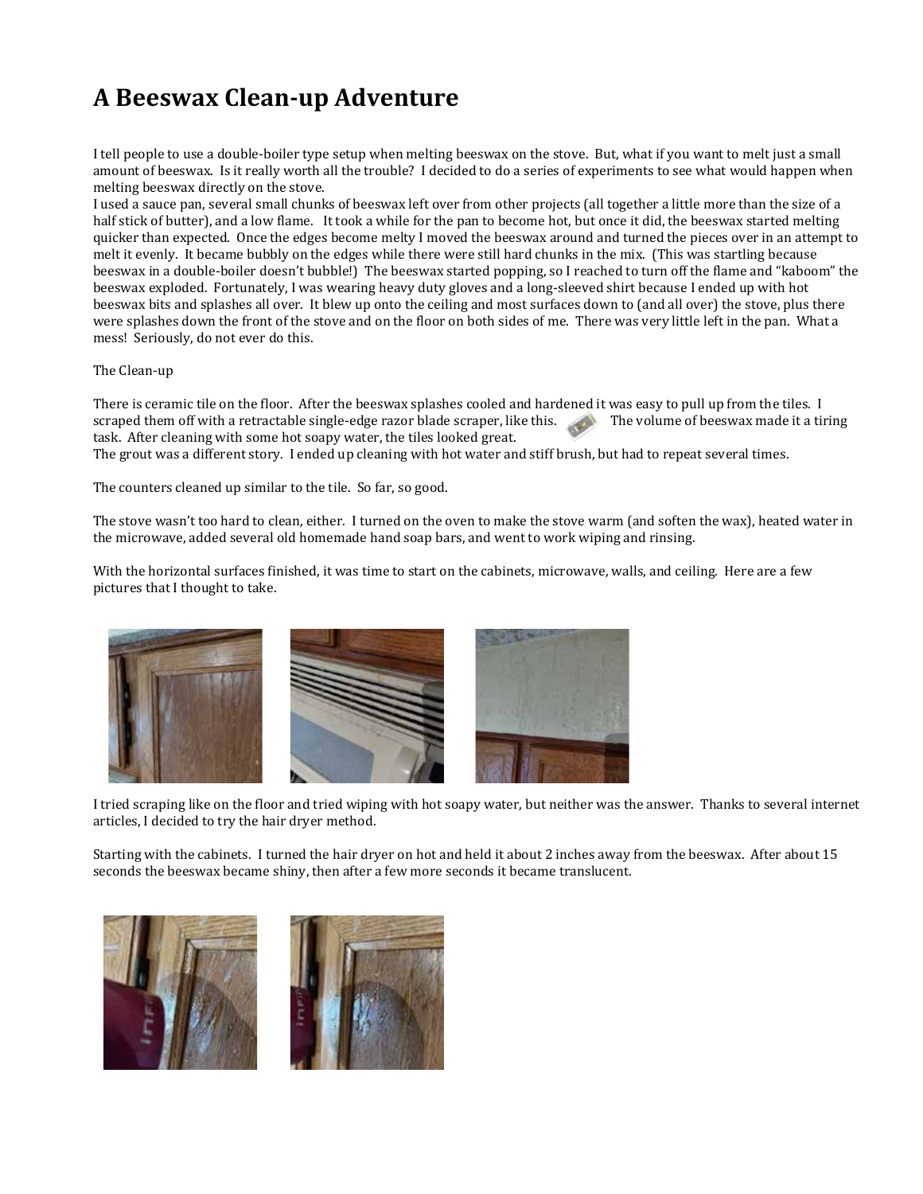# A Beeswax Clean-up Adventure

I tell people to use a double-boiler type setup when melting beeswax on the stove. But, what if you want to melt just a small amount of beeswax. Is it really worth all the trouble? I decided to do a series of experiments to see what would happen when melting beeswax directly on the stove.

I used a sauce pan, several small chunks of beeswax left over from other projects (all together a little more than the size of a half stick of butter), and a low flame. It took a while for the pan to become hot, but once it did, the beeswax started melting quicker than expected. Once the edges become melty I moved the beeswax around and turned the pieces over in an attempt to melt it evenly. It became bubbly on the edges while there were still hard chunks in the mix. (This was startling because beeswax in a double-boiler doesn't bubble!) The beeswax started popping, so I reached to turn off the flame and "kaboom" the beeswax exploded. Fortunately, I was wearing heavy duty gloves and a long-sleeved shirt because I ended up with hot beeswax bits and splashes all over. It blew up onto the ceiling and most surfaces down to (and all over) the stove, plus there were splashes down the front of the stove and on the floor on both sides of me. There was very little left in the pan. What a mess! Seriously, do not ever do this.

The Clean-up

There is ceramic tile on the floor. After the beeswax splashes cooled and hardened it was easy to pull up from the tiles. I scraped them off with a retractable single-edge razor blade scraper, like this. The volume of beeswax made it a tiring task. After cleaning with some hot soapy water, the tiles looked great.

The grout was a different story. I ended up cleaning with hot water and stiff brush, but had to repeat several times.

The counters cleaned up similar to the tile. So far, so good.

The stove wasn't too hard to clean, either. I turned on the oven to make the stove warm (and soften the wax), heated water in the microwave, added several old homemade hand soap bars, and went to work wiping and rinsing.

With the horizontal surfaces finished, it was time to start on the cabinets, microwave, walls, and ceiling. Here are a few pictures that I thought to take.

I tried scraping like on the floor and tried wiping with hot soapy water, but neither was the answer. Thanks to several internet articles, I decided to try the hair dryer method.

Starting with the cabinets. I turned the hair dryer on hot and held it about 2 inches away from the beeswax. After about 15 seconds the beeswax became shiny, then after a few more seconds it became translucent.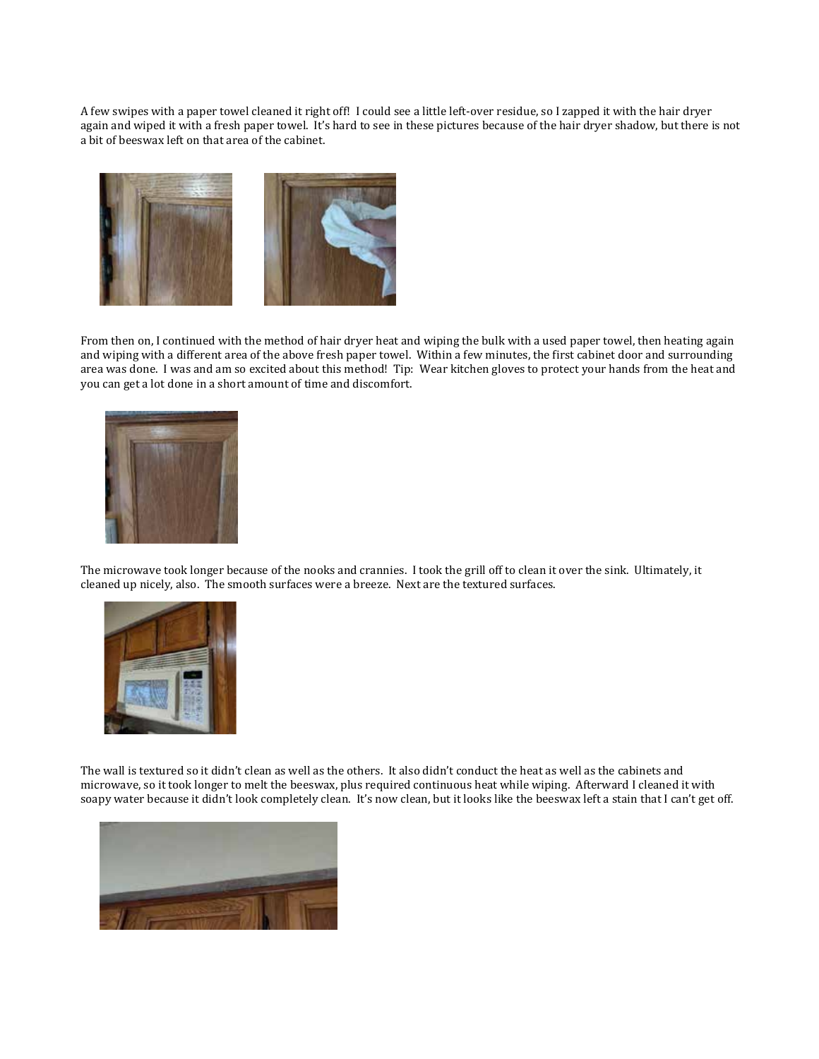A few swipes with a paper towel cleaned it right off! I could see a little left-over residue, so I zapped it with the hair dryer again and wiped it with a fresh paper towel. It's hard to see in these pictures because of the hair dryer shadow, but there is not a bit of beeswax left on that area of the cabinet.

From then on, I continued with the method of hair dryer heat and wiping the bulk with a used paper towel, then heating again and wiping with a different area of the above fresh paper towel. Within a few minutes, the first cabinet door and surrounding area was done. I was and am so excited about this method! Tip: Wear kitchen gloves to protect your hands from the heat and you can get a lot done in a short amount of time and discomfort.

The microwave took longer because of the nooks and crannies. I took the grill off to clean it over the sink. Ultimately, it cleaned up nicely, also. The smooth surfaces were a breeze. Next are the textured surfaces.

The wall is textured so it didn't clean as well as the others. It also didn't conduct the heat as well as the cabinets and microwave, so it took longer to melt the beeswax, plus required continuous heat while wiping. Afterward I cleaned it with soapy water because it didn't look completely clean. It's now clean, but it looks like the beeswax left a stain that I can't get off.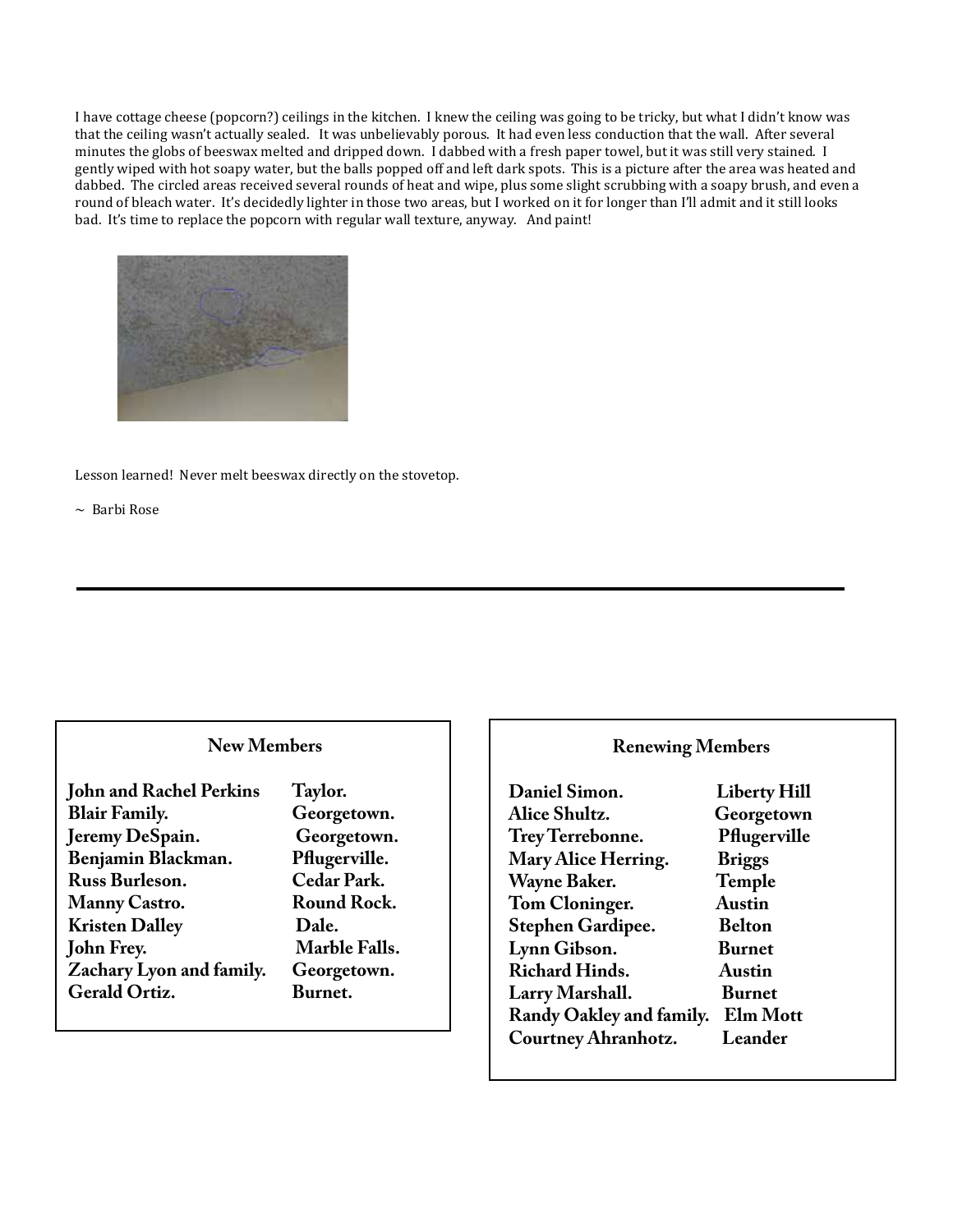I have cottage cheese (popcorn?) ceilings in the kitchen. I knew the ceiling was going to be tricky, but what I didn't know was that the ceiling wasn't actually sealed. It was unbelievably porous. It had even less conduction that the wall. After several minutes the globs of beeswax melted and dripped down. I dabbed with a fresh paper towel, but it was still very stained. I gently wiped with hot soapy water, but the balls popped off and left dark spots. This is a picture after the area was heated and dabbed. The circled areas received several rounds of heat and wipe, plus some slight scrubbing with a soapy brush, and even a round of bleach water. It's decidedly lighter in those two areas, but I worked on it for longer than I'll admit and it still looks bad. It's time to replace the popcorn with regular wall texture, anyway. And paint!

Lesson learned! Never melt beeswax directly on the stovetop.

~ Barbi Rose

---

### New Members

| | |
|---|---|
| **John and Rachel Perkins** | **Taylor.** |
| **Blair Family.** | **Georgetown.** |
| **Jeremy DeSpain.** | **Georgetown.** |
| **Benjamin Blackman.** | **Pflugerville.** |
| **Russ Burleson.** | **Cedar Park.** |
| **Manny Castro.** | **Round Rock.** |
| **Kristen Dalley** | **Dale.** |
| **John Frey.** | **Marble Falls.** |
| **Zachary Lyon and family.** | **Georgetown.** |
| **Gerald Ortiz.** | **Burnet.** |

### Renewing Members

| | |
|---|---|
| **Daniel Simon.** | **Liberty Hill** |
| **Alice Shultz.** | **Georgetown** |
| **Trey Terrebonne.** | **Pflugerville** |
| **Mary Alice Herring.** | **Briggs** |
| **Wayne Baker.** | **Temple** |
| **Tom Cloninger.** | **Austin** |
| **Stephen Gardipee.** | **Belton** |
| **Lynn Gibson.** | **Burnet** |
| **Richard Hinds.** | **Austin** |
| **Larry Marshall.** | **Burnet** |
| **Randy Oakley and family.** | **Elm Mott** |
| **Courtney Ahranhotz.** | **Leander** |